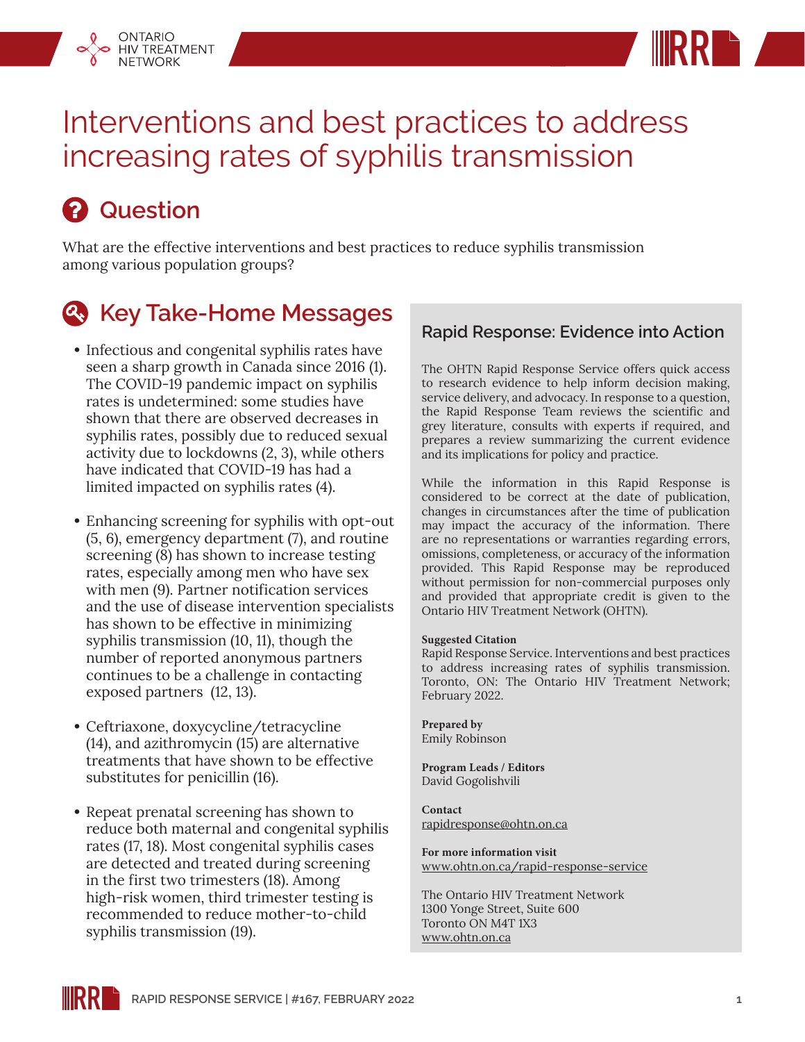# Interventions and best practices to address increasing rates of syphilis transmission

## Question

What are the effective interventions and best practices to reduce syphilis transmission among various population groups?

## Key Take-Home Messages

- Infectious and congenital syphilis rates have seen a sharp growth in Canada since 2016 (1). The COVID-19 pandemic impact on syphilis rates is undetermined: some studies have shown that there are observed decreases in syphilis rates, possibly due to reduced sexual activity due to lockdowns (2, 3), while others have indicated that COVID-19 has had a limited impacted on syphilis rates (4).
- Enhancing screening for syphilis with opt-out (5, 6), emergency department (7), and routine screening (8) has shown to increase testing rates, especially among men who have sex with men (9). Partner notification services and the use of disease intervention specialists has shown to be effective in minimizing syphilis transmission (10, 11), though the number of reported anonymous partners continues to be a challenge in contacting exposed partners (12, 13).
- Ceftriaxone, doxycycline/tetracycline (14), and azithromycin (15) are alternative treatments that have shown to be effective substitutes for penicillin (16).
- Repeat prenatal screening has shown to reduce both maternal and congenital syphilis rates (17, 18). Most congenital syphilis cases are detected and treated during screening in the first two trimesters (18). Among high-risk women, third trimester testing is recommended to reduce mother-to-child syphilis transmission (19).

### Rapid Response: Evidence into Action

The OHTN Rapid Response Service offers quick access to research evidence to help inform decision making, service delivery, and advocacy. In response to a question, the Rapid Response Team reviews the scientific and grey literature, consults with experts if required, and prepares a review summarizing the current evidence and its implications for policy and practice.

While the information in this Rapid Response is considered to be correct at the date of publication, changes in circumstances after the time of publication may impact the accuracy of the information. There are no representations or warranties regarding errors, omissions, completeness, or accuracy of the information provided. This Rapid Response may be reproduced without permission for non-commercial purposes only and provided that appropriate credit is given to the Ontario HIV Treatment Network (OHTN).

**Suggested Citation**
Rapid Response Service. Interventions and best practices to address increasing rates of syphilis transmission. Toronto, ON: The Ontario HIV Treatment Network; February 2022.

**Prepared by**
Emily Robinson

**Program Leads / Editors**
David Gogolishvili

**Contact**
rapidresponse@ohtn.on.ca

**For more information visit**
www.ohtn.on.ca/rapid-response-service

The Ontario HIV Treatment Network
1300 Yonge Street, Suite 600
Toronto ON M4T 1X3
www.ohtn.on.ca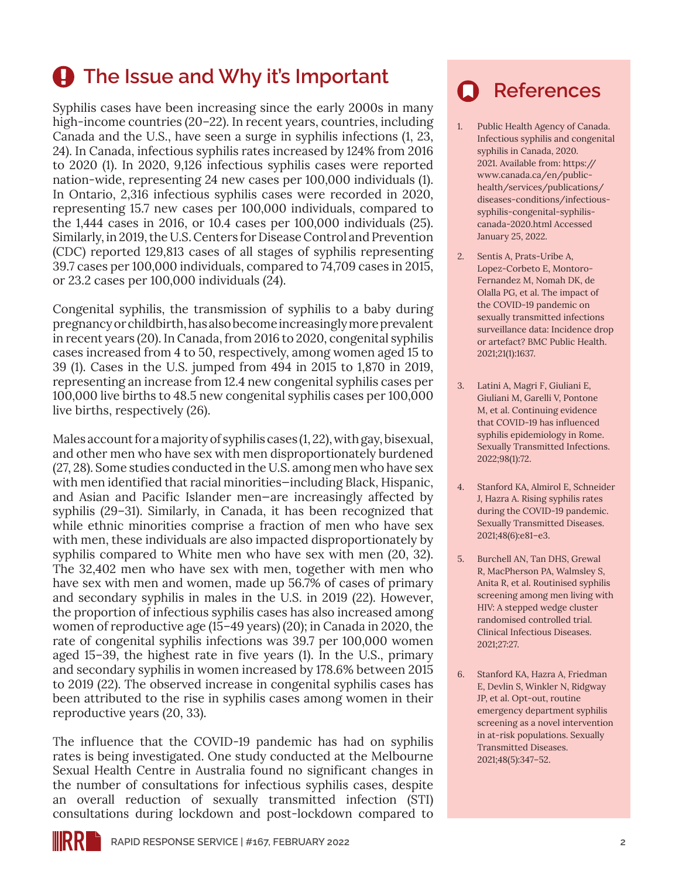## The Issue and Why it's Important

Syphilis cases have been increasing since the early 2000s in many high-income countries (20–22). In recent years, countries, including Canada and the U.S., have seen a surge in syphilis infections (1, 23, 24). In Canada, infectious syphilis rates increased by 124% from 2016 to 2020 (1). In 2020, 9,126 infectious syphilis cases were reported nation-wide, representing 24 new cases per 100,000 individuals (1). In Ontario, 2,316 infectious syphilis cases were recorded in 2020, representing 15.7 new cases per 100,000 individuals, compared to the 1,444 cases in 2016, or 10.4 cases per 100,000 individuals (25). Similarly, in 2019, the U.S. Centers for Disease Control and Prevention (CDC) reported 129,813 cases of all stages of syphilis representing 39.7 cases per 100,000 individuals, compared to 74,709 cases in 2015, or 23.2 cases per 100,000 individuals (24).

Congenital syphilis, the transmission of syphilis to a baby during pregnancy or childbirth, has also become increasingly more prevalent in recent years (20). In Canada, from 2016 to 2020, congenital syphilis cases increased from 4 to 50, respectively, among women aged 15 to 39 (1). Cases in the U.S. jumped from 494 in 2015 to 1,870 in 2019, representing an increase from 12.4 new congenital syphilis cases per 100,000 live births to 48.5 new congenital syphilis cases per 100,000 live births, respectively (26).

Males account for a majority of syphilis cases (1, 22), with gay, bisexual, and other men who have sex with men disproportionately burdened (27, 28). Some studies conducted in the U.S. among men who have sex with men identified that racial minorities—including Black, Hispanic, and Asian and Pacific Islander men—are increasingly affected by syphilis (29–31). Similarly, in Canada, it has been recognized that while ethnic minorities comprise a fraction of men who have sex with men, these individuals are also impacted disproportionately by syphilis compared to White men who have sex with men (20, 32). The 32,402 men who have sex with men, together with men who have sex with men and women, made up 56.7% of cases of primary and secondary syphilis in males in the U.S. in 2019 (22). However, the proportion of infectious syphilis cases has also increased among women of reproductive age (15–49 years) (20); in Canada in 2020, the rate of congenital syphilis infections was 39.7 per 100,000 women aged 15–39, the highest rate in five years (1). In the U.S., primary and secondary syphilis in women increased by 178.6% between 2015 to 2019 (22). The observed increase in congenital syphilis cases has been attributed to the rise in syphilis cases among women in their reproductive years (20, 33).

The influence that the COVID-19 pandemic has had on syphilis rates is being investigated. One study conducted at the Melbourne Sexual Health Centre in Australia found no significant changes in the number of consultations for infectious syphilis cases, despite an overall reduction of sexually transmitted infection (STI) consultations during lockdown and post-lockdown compared to

## References

1. Public Health Agency of Canada. Infectious syphilis and congenital syphilis in Canada, 2020. 2021. Available from: https://www.canada.ca/en/public-health/services/publications/diseases-conditions/infectious-syphilis-congenital-syphilis-canada-2020.html Accessed January 25, 2022.
2. Sentis A, Prats-Uribe A, Lopez-Corbeto E, Montoro-Fernandez M, Nomah DK, de Olalla PG, et al. The impact of the COVID-19 pandemic on sexually transmitted infections surveillance data: Incidence drop or artefact? BMC Public Health. 2021;21(1):1637.
3. Latini A, Magri F, Giuliani E, Giuliani M, Garelli V, Pontone M, et al. Continuing evidence that COVID-19 has influenced syphilis epidemiology in Rome. Sexually Transmitted Infections. 2022;98(1):72.
4. Stanford KA, Almirol E, Schneider J, Hazra A. Rising syphilis rates during the COVID-19 pandemic. Sexually Transmitted Diseases. 2021;48(6):e81–e3.
5. Burchell AN, Tan DHS, Grewal R, MacPherson PA, Walmsley S, Anita R, et al. Routinised syphilis screening among men living with HIV: A stepped wedge cluster randomised controlled trial. Clinical Infectious Diseases. 2021;27:27.
6. Stanford KA, Hazra A, Friedman E, Devlin S, Winkler N, Ridgway JP, et al. Opt-out, routine emergency department syphilis screening as a novel intervention in at-risk populations. Sexually Transmitted Diseases. 2021;48(5):347–52.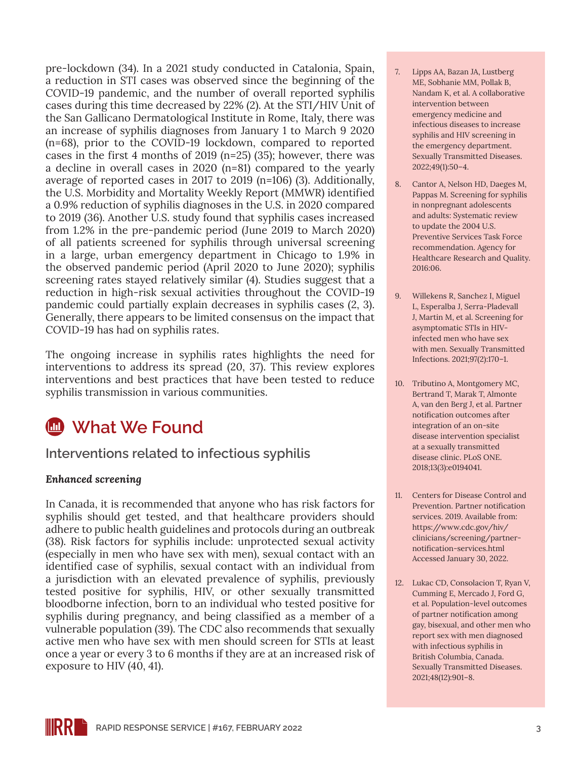pre-lockdown (34). In a 2021 study conducted in Catalonia, Spain, a reduction in STI cases was observed since the beginning of the COVID-19 pandemic, and the number of overall reported syphilis cases during this time decreased by 22% (2). At the STI/HIV Unit of the San Gallicano Dermatological Institute in Rome, Italy, there was an increase of syphilis diagnoses from January 1 to March 9 2020 (n=68), prior to the COVID-19 lockdown, compared to reported cases in the first 4 months of 2019 (n=25) (35); however, there was a decline in overall cases in 2020 (n=81) compared to the yearly average of reported cases in 2017 to 2019 (n=106) (3). Additionally, the U.S. Morbidity and Mortality Weekly Report (MMWR) identified a 0.9% reduction of syphilis diagnoses in the U.S. in 2020 compared to 2019 (36). Another U.S. study found that syphilis cases increased from 1.2% in the pre-pandemic period (June 2019 to March 2020) of all patients screened for syphilis through universal screening in a large, urban emergency department in Chicago to 1.9% in the observed pandemic period (April 2020 to June 2020); syphilis screening rates stayed relatively similar (4). Studies suggest that a reduction in high-risk sexual activities throughout the COVID-19 pandemic could partially explain decreases in syphilis cases (2, 3). Generally, there appears to be limited consensus on the impact that COVID-19 has had on syphilis rates.

The ongoing increase in syphilis rates highlights the need for interventions to address its spread (20, 37). This review explores interventions and best practices that have been tested to reduce syphilis transmission in various communities.

## What We Found

### Interventions related to infectious syphilis

#### *Enhanced screening*

In Canada, it is recommended that anyone who has risk factors for syphilis should get tested, and that healthcare providers should adhere to public health guidelines and protocols during an outbreak (38). Risk factors for syphilis include: unprotected sexual activity (especially in men who have sex with men), sexual contact with an identified case of syphilis, sexual contact with an individual from a jurisdiction with an elevated prevalence of syphilis, previously tested positive for syphilis, HIV, or other sexually transmitted bloodborne infection, born to an individual who tested positive for syphilis during pregnancy, and being classified as a member of a vulnerable population (39). The CDC also recommends that sexually active men who have sex with men should screen for STIs at least once a year or every 3 to 6 months if they are at an increased risk of exposure to HIV (40, 41).

7. Lipps AA, Bazan JA, Lustberg ME, Sobhanie MM, Pollak B, Nandam K, et al. A collaborative intervention between emergency medicine and infectious diseases to increase syphilis and HIV screening in the emergency department. Sexually Transmitted Diseases. 2022;49(1):50–4.
8. Cantor A, Nelson HD, Daeges M, Pappas M. Screening for syphilis in nonpregnant adolescents and adults: Systematic review to update the 2004 U.S. Preventive Services Task Force recommendation. Agency for Healthcare Research and Quality. 2016:06.
9. Willekens R, Sanchez I, Miguel L, Esperalba J, Serra-Pladevall J, Martin M, et al. Screening for asymptomatic STIs in HIV-infected men who have sex with men. Sexually Transmitted Infections. 2021;97(2):170–1.
10. Tributino A, Montgomery MC, Bertrand T, Marak T, Almonte A, van den Berg J, et al. Partner notification outcomes after integration of an on-site disease intervention specialist at a sexually transmitted disease clinic. PLoS ONE. 2018;13(3):e0194041.
11. Centers for Disease Control and Prevention. Partner notification services. 2019. Available from: https://www.cdc.gov/hiv/clinicians/screening/partner-notification-services.html Accessed January 30, 2022.
12. Lukac CD, Consolacion T, Ryan V, Cumming E, Mercado J, Ford G, et al. Population-level outcomes of partner notification among gay, bisexual, and other men who report sex with men diagnosed with infectious syphilis in British Columbia, Canada. Sexually Transmitted Diseases. 2021;48(12):901–8.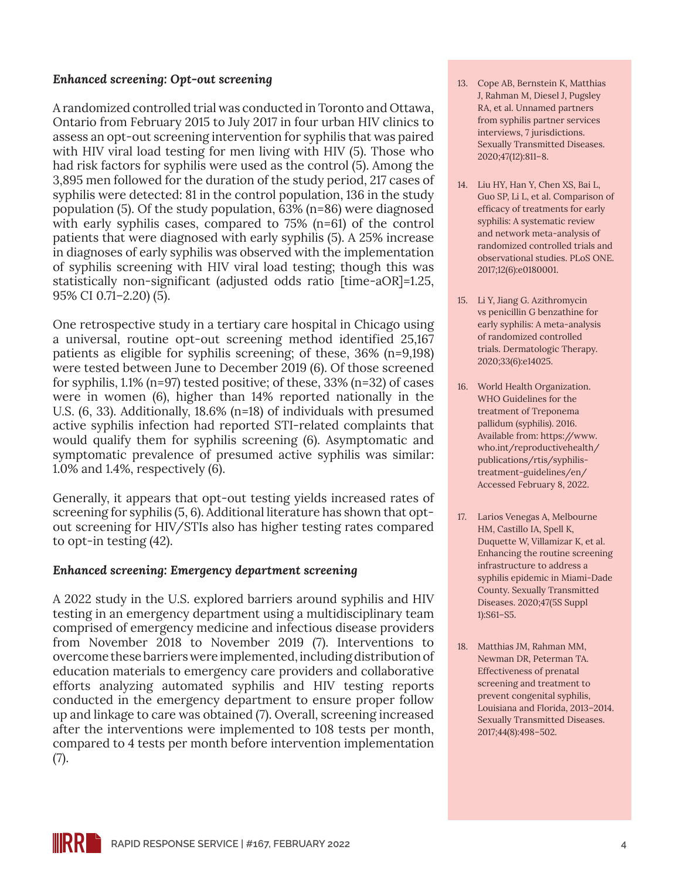### *Enhanced screening: Opt-out screening*

A randomized controlled trial was conducted in Toronto and Ottawa, Ontario from February 2015 to July 2017 in four urban HIV clinics to assess an opt-out screening intervention for syphilis that was paired with HIV viral load testing for men living with HIV (5). Those who had risk factors for syphilis were used as the control (5). Among the 3,895 men followed for the duration of the study period, 217 cases of syphilis were detected: 81 in the control population, 136 in the study population (5). Of the study population, 63% (n=86) were diagnosed with early syphilis cases, compared to 75% (n=61) of the control patients that were diagnosed with early syphilis (5). A 25% increase in diagnoses of early syphilis was observed with the implementation of syphilis screening with HIV viral load testing; though this was statistically non-significant (adjusted odds ratio [time-aOR]=1.25, 95% CI 0.71–2.20) (5).

One retrospective study in a tertiary care hospital in Chicago using a universal, routine opt-out screening method identified 25,167 patients as eligible for syphilis screening; of these, 36% (n=9,198) were tested between June to December 2019 (6). Of those screened for syphilis, 1.1% (n=97) tested positive; of these, 33% (n=32) of cases were in women (6), higher than 14% reported nationally in the U.S. (6, 33). Additionally, 18.6% (n=18) of individuals with presumed active syphilis infection had reported STI-related complaints that would qualify them for syphilis screening (6). Asymptomatic and symptomatic prevalence of presumed active syphilis was similar: 1.0% and 1.4%, respectively (6).

Generally, it appears that opt-out testing yields increased rates of screening for syphilis (5, 6). Additional literature has shown that opt-out screening for HIV/STIs also has higher testing rates compared to opt-in testing (42).

### *Enhanced screening: Emergency department screening*

A 2022 study in the U.S. explored barriers around syphilis and HIV testing in an emergency department using a multidisciplinary team comprised of emergency medicine and infectious disease providers from November 2018 to November 2019 (7). Interventions to overcome these barriers were implemented, including distribution of education materials to emergency care providers and collaborative efforts analyzing automated syphilis and HIV testing reports conducted in the emergency department to ensure proper follow up and linkage to care was obtained (7). Overall, screening increased after the interventions were implemented to 108 tests per month, compared to 4 tests per month before intervention implementation (7).

13. Cope AB, Bernstein K, Matthias J, Rahman M, Diesel J, Pugsley RA, et al. Unnamed partners from syphilis partner services interviews, 7 jurisdictions. Sexually Transmitted Diseases. 2020;47(12):811–8.
14. Liu HY, Han Y, Chen XS, Bai L, Guo SP, Li L, et al. Comparison of efficacy of treatments for early syphilis: A systematic review and network meta-analysis of randomized controlled trials and observational studies. PLoS ONE. 2017;12(6):e0180001.
15. Li Y, Jiang G. Azithromycin vs penicillin G benzathine for early syphilis: A meta-analysis of randomized controlled trials. Dermatologic Therapy. 2020;33(6):e14025.
16. World Health Organization. WHO Guidelines for the treatment of Treponema pallidum (syphilis). 2016. Available from: https://www.who.int/reproductivehealth/publications/rtis/syphilis-treatment-guidelines/en/ Accessed February 8, 2022.
17. Larios Venegas A, Melbourne HM, Castillo IA, Spell K, Duquette W, Villamizar K, et al. Enhancing the routine screening infrastructure to address a syphilis epidemic in Miami-Dade County. Sexually Transmitted Diseases. 2020;47(5S Suppl 1):S61–S5.
18. Matthias JM, Rahman MM, Newman DR, Peterman TA. Effectiveness of prenatal screening and treatment to prevent congenital syphilis, Louisiana and Florida, 2013–2014. Sexually Transmitted Diseases. 2017;44(8):498–502.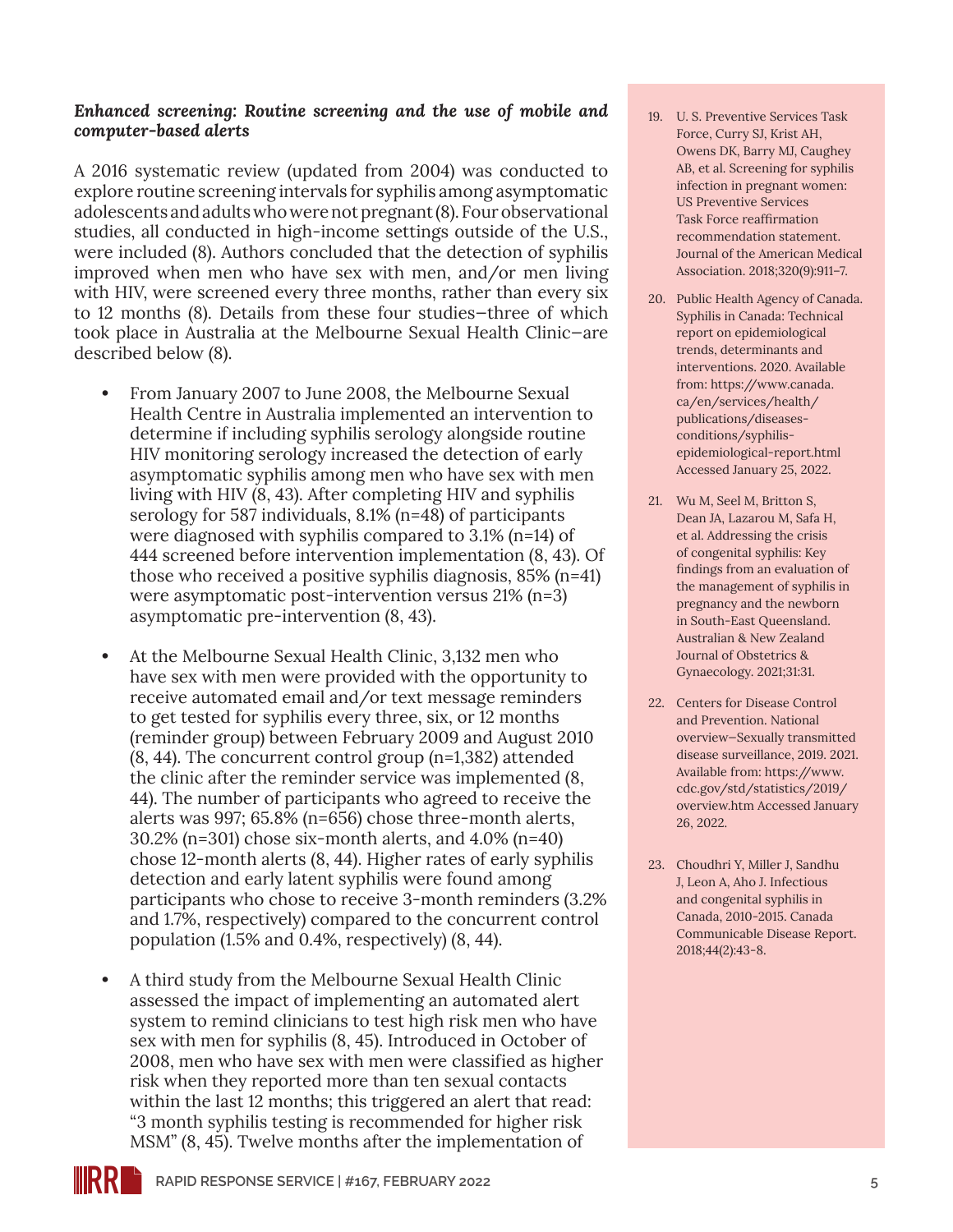***Enhanced screening: Routine screening and the use of mobile and computer-based alerts***

A 2016 systematic review (updated from 2004) was conducted to explore routine screening intervals for syphilis among asymptomatic adolescents and adults who were not pregnant (8). Four observational studies, all conducted in high-income settings outside of the U.S., were included (8). Authors concluded that the detection of syphilis improved when men who have sex with men, and/or men living with HIV, were screened every three months, rather than every six to 12 months (8). Details from these four studies—three of which took place in Australia at the Melbourne Sexual Health Clinic—are described below (8).

- From January 2007 to June 2008, the Melbourne Sexual Health Centre in Australia implemented an intervention to determine if including syphilis serology alongside routine HIV monitoring serology increased the detection of early asymptomatic syphilis among men who have sex with men living with HIV (8, 43). After completing HIV and syphilis serology for 587 individuals, 8.1% (n=48) of participants were diagnosed with syphilis compared to 3.1% (n=14) of 444 screened before intervention implementation (8, 43). Of those who received a positive syphilis diagnosis, 85% (n=41) were asymptomatic post-intervention versus 21% (n=3) asymptomatic pre-intervention (8, 43).

- At the Melbourne Sexual Health Clinic, 3,132 men who have sex with men were provided with the opportunity to receive automated email and/or text message reminders to get tested for syphilis every three, six, or 12 months (reminder group) between February 2009 and August 2010 (8, 44). The concurrent control group (n=1,382) attended the clinic after the reminder service was implemented (8, 44). The number of participants who agreed to receive the alerts was 997; 65.8% (n=656) chose three-month alerts, 30.2% (n=301) chose six-month alerts, and 4.0% (n=40) chose 12-month alerts (8, 44). Higher rates of early syphilis detection and early latent syphilis were found among participants who chose to receive 3-month reminders (3.2% and 1.7%, respectively) compared to the concurrent control population (1.5% and 0.4%, respectively) (8, 44).

- A third study from the Melbourne Sexual Health Clinic assessed the impact of implementing an automated alert system to remind clinicians to test high risk men who have sex with men for syphilis (8, 45). Introduced in October of 2008, men who have sex with men were classified as higher risk when they reported more than ten sexual contacts within the last 12 months; this triggered an alert that read: "3 month syphilis testing is recommended for higher risk MSM" (8, 45). Twelve months after the implementation of

19. U. S. Preventive Services Task Force, Curry SJ, Krist AH, Owens DK, Barry MJ, Caughey AB, et al. Screening for syphilis infection in pregnant women: US Preventive Services Task Force reaffirmation recommendation statement. Journal of the American Medical Association. 2018;320(9):911–7.

20. Public Health Agency of Canada. Syphilis in Canada: Technical report on epidemiological trends, determinants and interventions. 2020. Available from: https://www.canada.ca/en/services/health/publications/diseases-conditions/syphilis-epidemiological-report.html Accessed January 25, 2022.

21. Wu M, Seel M, Britton S, Dean JA, Lazarou M, Safa H, et al. Addressing the crisis of congenital syphilis: Key findings from an evaluation of the management of syphilis in pregnancy and the newborn in South-East Queensland. Australian & New Zealand Journal of Obstetrics & Gynaecology. 2021;31:31.

22. Centers for Disease Control and Prevention. National overview—Sexually transmitted disease surveillance, 2019. 2021. Available from: https://www.cdc.gov/std/statistics/2019/overview.htm Accessed January 26, 2022.

23. Choudhri Y, Miller J, Sandhu J, Leon A, Aho J. Infectious and congenital syphilis in Canada, 2010-2015. Canada Communicable Disease Report. 2018;44(2):43-8.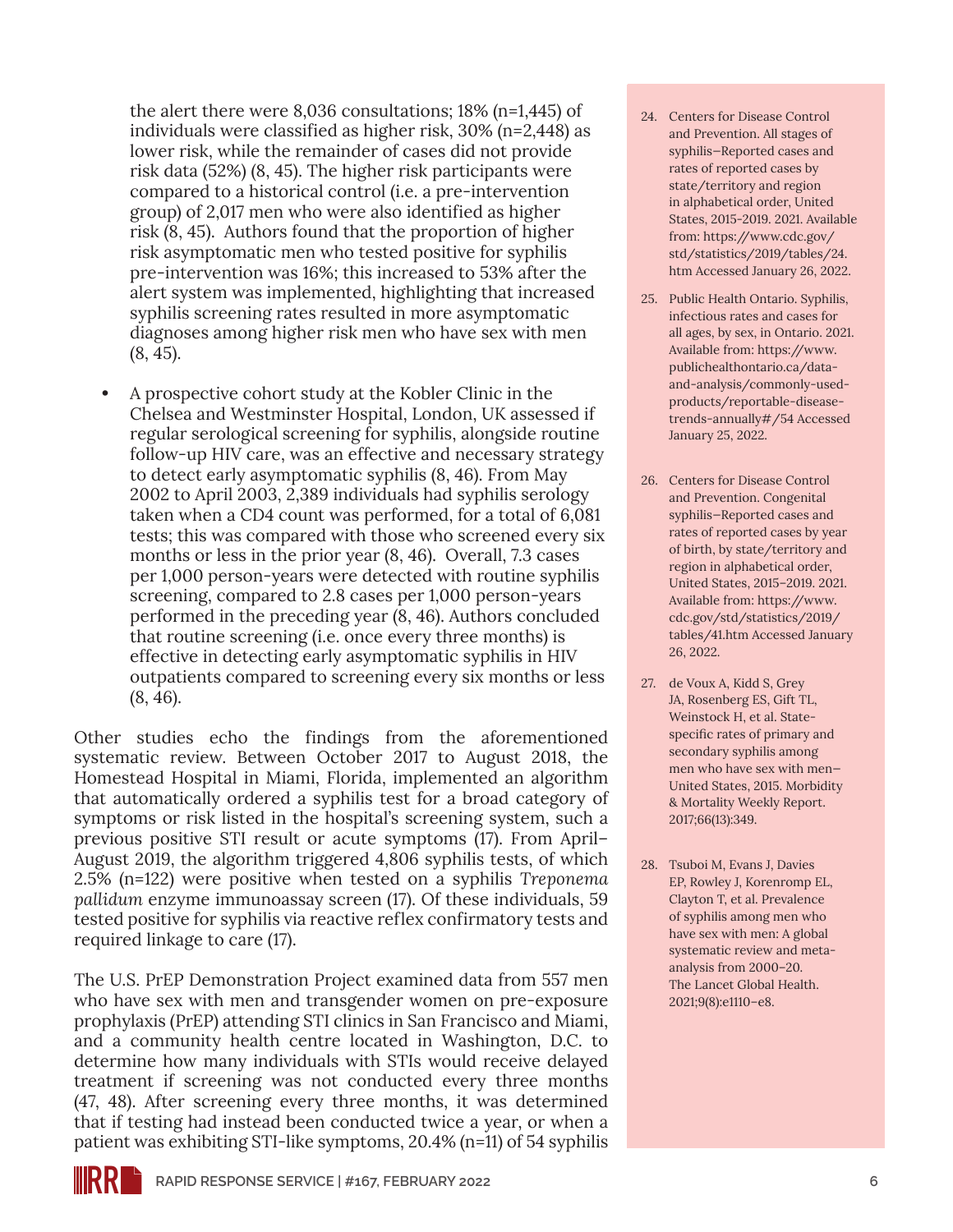the alert there were 8,036 consultations; 18% (n=1,445) of individuals were classified as higher risk, 30% (n=2,448) as lower risk, while the remainder of cases did not provide risk data (52%) (8, 45). The higher risk participants were compared to a historical control (i.e. a pre-intervention group) of 2,017 men who were also identified as higher risk (8, 45). Authors found that the proportion of higher risk asymptomatic men who tested positive for syphilis pre-intervention was 16%; this increased to 53% after the alert system was implemented, highlighting that increased syphilis screening rates resulted in more asymptomatic diagnoses among higher risk men who have sex with men (8, 45).

- A prospective cohort study at the Kobler Clinic in the Chelsea and Westminster Hospital, London, UK assessed if regular serological screening for syphilis, alongside routine follow-up HIV care, was an effective and necessary strategy to detect early asymptomatic syphilis (8, 46). From May 2002 to April 2003, 2,389 individuals had syphilis serology taken when a CD4 count was performed, for a total of 6,081 tests; this was compared with those who screened every six months or less in the prior year (8, 46). Overall, 7.3 cases per 1,000 person-years were detected with routine syphilis screening, compared to 2.8 cases per 1,000 person-years performed in the preceding year (8, 46). Authors concluded that routine screening (i.e. once every three months) is effective in detecting early asymptomatic syphilis in HIV outpatients compared to screening every six months or less (8, 46).

Other studies echo the findings from the aforementioned systematic review. Between October 2017 to August 2018, the Homestead Hospital in Miami, Florida, implemented an algorithm that automatically ordered a syphilis test for a broad category of symptoms or risk listed in the hospital's screening system, such a previous positive STI result or acute symptoms (17). From April–August 2019, the algorithm triggered 4,806 syphilis tests, of which 2.5% (n=122) were positive when tested on a syphilis *Treponema pallidum* enzyme immunoassay screen (17). Of these individuals, 59 tested positive for syphilis via reactive reflex confirmatory tests and required linkage to care (17).

The U.S. PrEP Demonstration Project examined data from 557 men who have sex with men and transgender women on pre-exposure prophylaxis (PrEP) attending STI clinics in San Francisco and Miami, and a community health centre located in Washington, D.C. to determine how many individuals with STIs would receive delayed treatment if screening was not conducted every three months (47, 48). After screening every three months, it was determined that if testing had instead been conducted twice a year, or when a patient was exhibiting STI-like symptoms, 20.4% (n=11) of 54 syphilis

24. Centers for Disease Control and Prevention. All stages of syphilis—Reported cases and rates of reported cases by state/territory and region in alphabetical order, United States, 2015-2019. 2021. Available from: https://www.cdc.gov/std/statistics/2019/tables/24.htm Accessed January 26, 2022.

25. Public Health Ontario. Syphilis, infectious rates and cases for all ages, by sex, in Ontario. 2021. Available from: https://www.publichealthontario.ca/data-and-analysis/commonly-used-products/reportable-disease-trends-annually#/54 Accessed January 25, 2022.

26. Centers for Disease Control and Prevention. Congenital syphilis—Reported cases and rates of reported cases by year of birth, by state/territory and region in alphabetical order, United States, 2015–2019. 2021. Available from: https://www.cdc.gov/std/statistics/2019/tables/41.htm Accessed January 26, 2022.

27. de Voux A, Kidd S, Grey JA, Rosenberg ES, Gift TL, Weinstock H, et al. State-specific rates of primary and secondary syphilis among men who have sex with men—United States, 2015. Morbidity & Mortality Weekly Report. 2017;66(13):349.

28. Tsuboi M, Evans J, Davies EP, Rowley J, Korenromp EL, Clayton T, et al. Prevalence of syphilis among men who have sex with men: A global systematic review and meta-analysis from 2000–20. The Lancet Global Health. 2021;9(8):e1110–e8.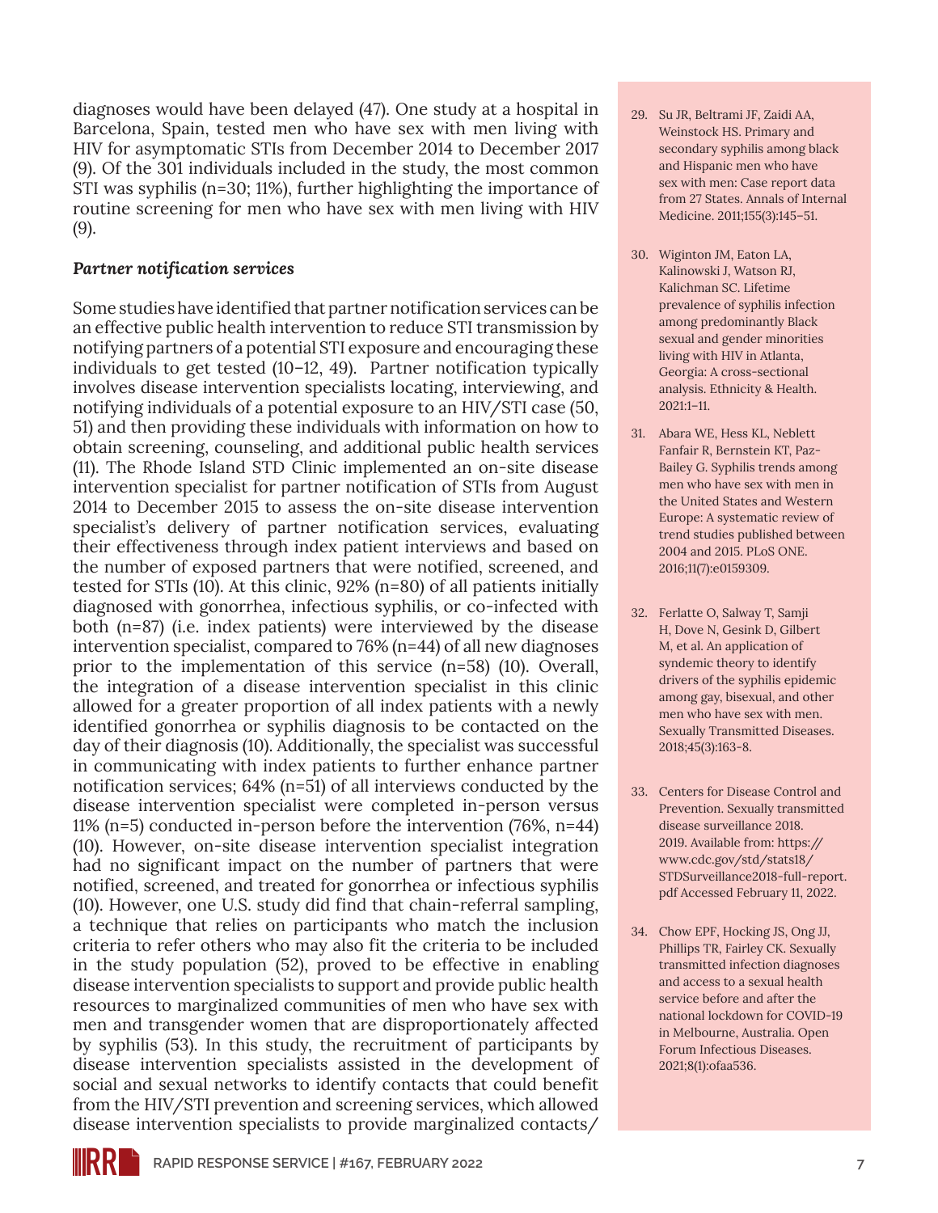diagnoses would have been delayed (47). One study at a hospital in Barcelona, Spain, tested men who have sex with men living with HIV for asymptomatic STIs from December 2014 to December 2017 (9). Of the 301 individuals included in the study, the most common STI was syphilis (n=30; 11%), further highlighting the importance of routine screening for men who have sex with men living with HIV (9).

### *Partner notification services*

Some studies have identified that partner notification services can be an effective public health intervention to reduce STI transmission by notifying partners of a potential STI exposure and encouraging these individuals to get tested (10–12, 49). Partner notification typically involves disease intervention specialists locating, interviewing, and notifying individuals of a potential exposure to an HIV/STI case (50, 51) and then providing these individuals with information on how to obtain screening, counseling, and additional public health services (11). The Rhode Island STD Clinic implemented an on-site disease intervention specialist for partner notification of STIs from August 2014 to December 2015 to assess the on-site disease intervention specialist's delivery of partner notification services, evaluating their effectiveness through index patient interviews and based on the number of exposed partners that were notified, screened, and tested for STIs (10). At this clinic, 92% (n=80) of all patients initially diagnosed with gonorrhea, infectious syphilis, or co-infected with both (n=87) (i.e. index patients) were interviewed by the disease intervention specialist, compared to 76% (n=44) of all new diagnoses prior to the implementation of this service (n=58) (10). Overall, the integration of a disease intervention specialist in this clinic allowed for a greater proportion of all index patients with a newly identified gonorrhea or syphilis diagnosis to be contacted on the day of their diagnosis (10). Additionally, the specialist was successful in communicating with index patients to further enhance partner notification services; 64% (n=51) of all interviews conducted by the disease intervention specialist were completed in-person versus 11% (n=5) conducted in-person before the intervention (76%, n=44) (10). However, on-site disease intervention specialist integration had no significant impact on the number of partners that were notified, screened, and treated for gonorrhea or infectious syphilis (10). However, one U.S. study did find that chain-referral sampling, a technique that relies on participants who match the inclusion criteria to refer others who may also fit the criteria to be included in the study population (52), proved to be effective in enabling disease intervention specialists to support and provide public health resources to marginalized communities of men who have sex with men and transgender women that are disproportionately affected by syphilis (53). In this study, the recruitment of participants by disease intervention specialists assisted in the development of social and sexual networks to identify contacts that could benefit from the HIV/STI prevention and screening services, which allowed disease intervention specialists to provide marginalized contacts/

29. Su JR, Beltrami JF, Zaidi AA, Weinstock HS. Primary and secondary syphilis among black and Hispanic men who have sex with men: Case report data from 27 States. Annals of Internal Medicine. 2011;155(3):145–51.

30. Wiginton JM, Eaton LA, Kalinowski J, Watson RJ, Kalichman SC. Lifetime prevalence of syphilis infection among predominantly Black sexual and gender minorities living with HIV in Atlanta, Georgia: A cross-sectional analysis. Ethnicity & Health. 2021:1–11.

31. Abara WE, Hess KL, Neblett Fanfair R, Bernstein KT, Paz-Bailey G. Syphilis trends among men who have sex with men in the United States and Western Europe: A systematic review of trend studies published between 2004 and 2015. PLoS ONE. 2016;11(7):e0159309.

32. Ferlatte O, Salway T, Samji H, Dove N, Gesink D, Gilbert M, et al. An application of syndemic theory to identify drivers of the syphilis epidemic among gay, bisexual, and other men who have sex with men. Sexually Transmitted Diseases. 2018;45(3):163-8.

33. Centers for Disease Control and Prevention. Sexually transmitted disease surveillance 2018. 2019. Available from: https://www.cdc.gov/std/stats18/STDSurveillance2018-full-report.pdf Accessed February 11, 2022.

34. Chow EPF, Hocking JS, Ong JJ, Phillips TR, Fairley CK. Sexually transmitted infection diagnoses and access to a sexual health service before and after the national lockdown for COVID-19 in Melbourne, Australia. Open Forum Infectious Diseases. 2021;8(1):ofaa536.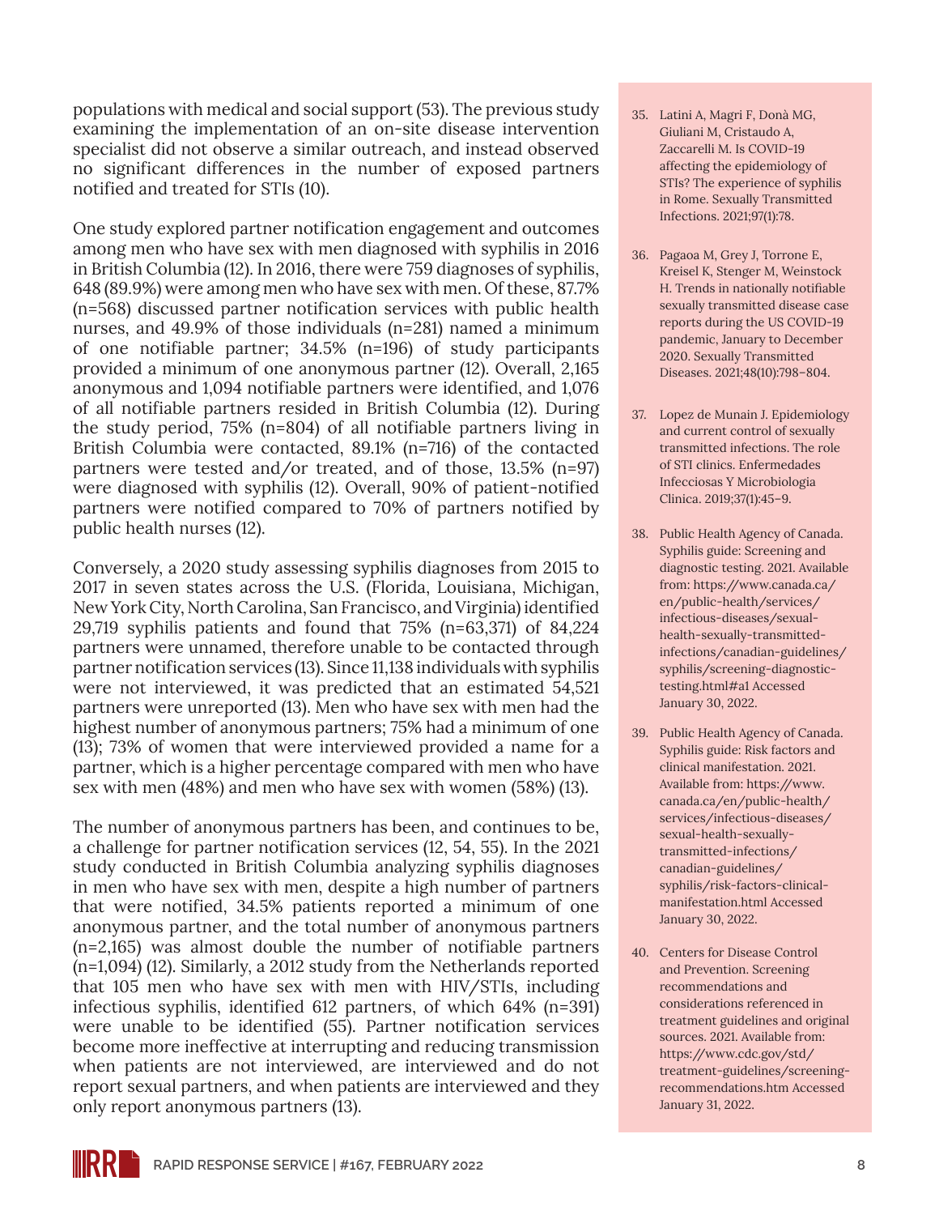populations with medical and social support (53). The previous study examining the implementation of an on-site disease intervention specialist did not observe a similar outreach, and instead observed no significant differences in the number of exposed partners notified and treated for STIs (10).

One study explored partner notification engagement and outcomes among men who have sex with men diagnosed with syphilis in 2016 in British Columbia (12). In 2016, there were 759 diagnoses of syphilis, 648 (89.9%) were among men who have sex with men. Of these, 87.7% (n=568) discussed partner notification services with public health nurses, and 49.9% of those individuals (n=281) named a minimum of one notifiable partner; 34.5% (n=196) of study participants provided a minimum of one anonymous partner (12). Overall, 2,165 anonymous and 1,094 notifiable partners were identified, and 1,076 of all notifiable partners resided in British Columbia (12). During the study period, 75% (n=804) of all notifiable partners living in British Columbia were contacted, 89.1% (n=716) of the contacted partners were tested and/or treated, and of those, 13.5% (n=97) were diagnosed with syphilis (12). Overall, 90% of patient-notified partners were notified compared to 70% of partners notified by public health nurses (12).

Conversely, a 2020 study assessing syphilis diagnoses from 2015 to 2017 in seven states across the U.S. (Florida, Louisiana, Michigan, New York City, North Carolina, San Francisco, and Virginia) identified 29,719 syphilis patients and found that 75% (n=63,371) of 84,224 partners were unnamed, therefore unable to be contacted through partner notification services (13). Since 11,138 individuals with syphilis were not interviewed, it was predicted that an estimated 54,521 partners were unreported (13). Men who have sex with men had the highest number of anonymous partners; 75% had a minimum of one (13); 73% of women that were interviewed provided a name for a partner, which is a higher percentage compared with men who have sex with men (48%) and men who have sex with women (58%) (13).

The number of anonymous partners has been, and continues to be, a challenge for partner notification services (12, 54, 55). In the 2021 study conducted in British Columbia analyzing syphilis diagnoses in men who have sex with men, despite a high number of partners that were notified, 34.5% patients reported a minimum of one anonymous partner, and the total number of anonymous partners (n=2,165) was almost double the number of notifiable partners (n=1,094) (12). Similarly, a 2012 study from the Netherlands reported that 105 men who have sex with men with HIV/STIs, including infectious syphilis, identified 612 partners, of which 64% (n=391) were unable to be identified (55). Partner notification services become more ineffective at interrupting and reducing transmission when patients are not interviewed, are interviewed and do not report sexual partners, and when patients are interviewed and they only report anonymous partners (13).

35. Latini A, Magri F, Donà MG, Giuliani M, Cristaudo A, Zaccarelli M. Is COVID-19 affecting the epidemiology of STIs? The experience of syphilis in Rome. Sexually Transmitted Infections. 2021;97(1):78.

36. Pagaoa M, Grey J, Torrone E, Kreisel K, Stenger M, Weinstock H. Trends in nationally notifiable sexually transmitted disease case reports during the US COVID-19 pandemic, January to December 2020. Sexually Transmitted Diseases. 2021;48(10):798–804.

37. Lopez de Munain J. Epidemiology and current control of sexually transmitted infections. The role of STI clinics. Enfermedades Infecciosas Y Microbiologia Clinica. 2019;37(1):45–9.

38. Public Health Agency of Canada. Syphilis guide: Screening and diagnostic testing. 2021. Available from: https://www.canada.ca/en/public-health/services/infectious-diseases/sexual-health-sexually-transmitted-infections/canadian-guidelines/syphilis/screening-diagnostic-testing.html#a1 Accessed January 30, 2022.

39. Public Health Agency of Canada. Syphilis guide: Risk factors and clinical manifestation. 2021. Available from: https://www.canada.ca/en/public-health/services/infectious-diseases/sexual-health-sexually-transmitted-infections/canadian-guidelines/syphilis/risk-factors-clinical-manifestation.html Accessed January 30, 2022.

40. Centers for Disease Control and Prevention. Screening recommendations and considerations referenced in treatment guidelines and original sources. 2021. Available from: https://www.cdc.gov/std/treatment-guidelines/screening-recommendations.htm Accessed January 31, 2022.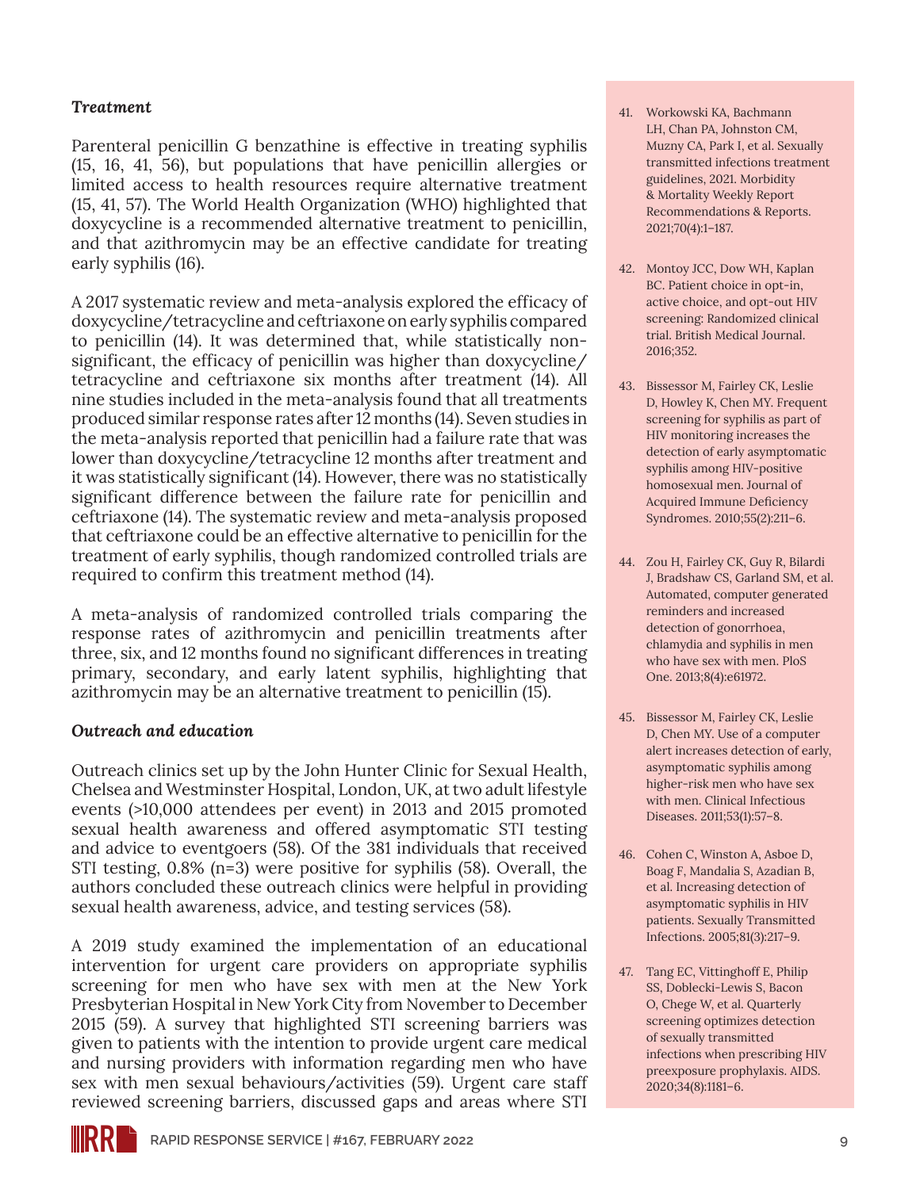### *Treatment*

Parenteral penicillin G benzathine is effective in treating syphilis (15, 16, 41, 56), but populations that have penicillin allergies or limited access to health resources require alternative treatment (15, 41, 57). The World Health Organization (WHO) highlighted that doxycycline is a recommended alternative treatment to penicillin, and that azithromycin may be an effective candidate for treating early syphilis (16).

A 2017 systematic review and meta-analysis explored the efficacy of doxycycline/tetracycline and ceftriaxone on early syphilis compared to penicillin (14). It was determined that, while statistically non-significant, the efficacy of penicillin was higher than doxycycline/tetracycline and ceftriaxone six months after treatment (14). All nine studies included in the meta-analysis found that all treatments produced similar response rates after 12 months (14). Seven studies in the meta-analysis reported that penicillin had a failure rate that was lower than doxycycline/tetracycline 12 months after treatment and it was statistically significant (14). However, there was no statistically significant difference between the failure rate for penicillin and ceftriaxone (14). The systematic review and meta-analysis proposed that ceftriaxone could be an effective alternative to penicillin for the treatment of early syphilis, though randomized controlled trials are required to confirm this treatment method (14).

A meta-analysis of randomized controlled trials comparing the response rates of azithromycin and penicillin treatments after three, six, and 12 months found no significant differences in treating primary, secondary, and early latent syphilis, highlighting that azithromycin may be an alternative treatment to penicillin (15).

### *Outreach and education*

Outreach clinics set up by the John Hunter Clinic for Sexual Health, Chelsea and Westminster Hospital, London, UK, at two adult lifestyle events (>10,000 attendees per event) in 2013 and 2015 promoted sexual health awareness and offered asymptomatic STI testing and advice to eventgoers (58). Of the 381 individuals that received STI testing, 0.8% (n=3) were positive for syphilis (58). Overall, the authors concluded these outreach clinics were helpful in providing sexual health awareness, advice, and testing services (58).

A 2019 study examined the implementation of an educational intervention for urgent care providers on appropriate syphilis screening for men who have sex with men at the New York Presbyterian Hospital in New York City from November to December 2015 (59). A survey that highlighted STI screening barriers was given to patients with the intention to provide urgent care medical and nursing providers with information regarding men who have sex with men sexual behaviours/activities (59). Urgent care staff reviewed screening barriers, discussed gaps and areas where STI

41. Workowski KA, Bachmann LH, Chan PA, Johnston CM, Muzny CA, Park I, et al. Sexually transmitted infections treatment guidelines, 2021. Morbidity & Mortality Weekly Report Recommendations & Reports. 2021;70(4):1–187.
42. Montoy JCC, Dow WH, Kaplan BC. Patient choice in opt-in, active choice, and opt-out HIV screening: Randomized clinical trial. British Medical Journal. 2016;352.
43. Bissessor M, Fairley CK, Leslie D, Howley K, Chen MY. Frequent screening for syphilis as part of HIV monitoring increases the detection of early asymptomatic syphilis among HIV-positive homosexual men. Journal of Acquired Immune Deficiency Syndromes. 2010;55(2):211–6.
44. Zou H, Fairley CK, Guy R, Bilardi J, Bradshaw CS, Garland SM, et al. Automated, computer generated reminders and increased detection of gonorrhoea, chlamydia and syphilis in men who have sex with men. PloS One. 2013;8(4):e61972.
45. Bissessor M, Fairley CK, Leslie D, Chen MY. Use of a computer alert increases detection of early, asymptomatic syphilis among higher-risk men who have sex with men. Clinical Infectious Diseases. 2011;53(1):57–8.
46. Cohen C, Winston A, Asboe D, Boag F, Mandalia S, Azadian B, et al. Increasing detection of asymptomatic syphilis in HIV patients. Sexually Transmitted Infections. 2005;81(3):217–9.
47. Tang EC, Vittinghoff E, Philip SS, Doblecki-Lewis S, Bacon O, Chege W, et al. Quarterly screening optimizes detection of sexually transmitted infections when prescribing HIV preexposure prophylaxis. AIDS. 2020;34(8):1181–6.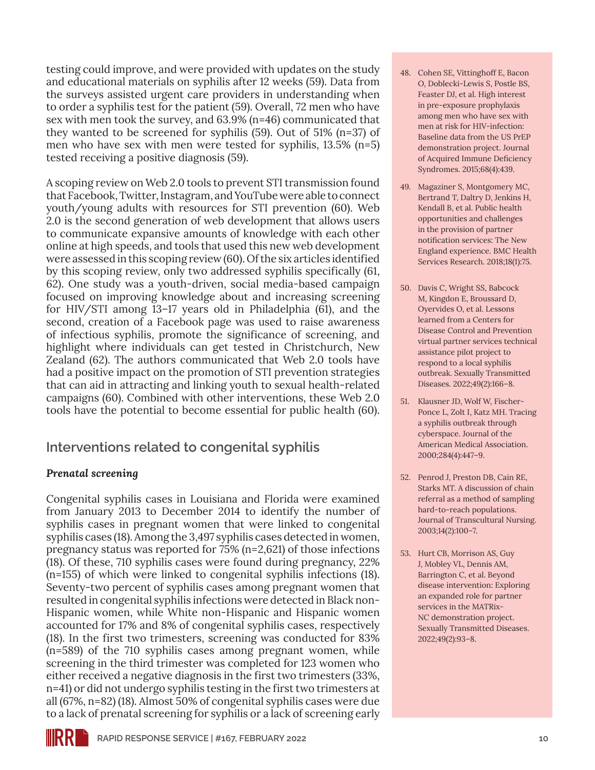testing could improve, and were provided with updates on the study and educational materials on syphilis after 12 weeks (59). Data from the surveys assisted urgent care providers in understanding when to order a syphilis test for the patient (59). Overall, 72 men who have sex with men took the survey, and 63.9% (n=46) communicated that they wanted to be screened for syphilis (59). Out of 51% (n=37) of men who have sex with men were tested for syphilis, 13.5% (n=5) tested receiving a positive diagnosis (59).

A scoping review on Web 2.0 tools to prevent STI transmission found that Facebook, Twitter, Instagram, and YouTube were able to connect youth/young adults with resources for STI prevention (60). Web 2.0 is the second generation of web development that allows users to communicate expansive amounts of knowledge with each other online at high speeds, and tools that used this new web development were assessed in this scoping review (60). Of the six articles identified by this scoping review, only two addressed syphilis specifically (61, 62). One study was a youth-driven, social media-based campaign focused on improving knowledge about and increasing screening for HIV/STI among 13–17 years old in Philadelphia (61), and the second, creation of a Facebook page was used to raise awareness of infectious syphilis, promote the significance of screening, and highlight where individuals can get tested in Christchurch, New Zealand (62). The authors communicated that Web 2.0 tools have had a positive impact on the promotion of STI prevention strategies that can aid in attracting and linking youth to sexual health-related campaigns (60). Combined with other interventions, these Web 2.0 tools have the potential to become essential for public health (60).

## Interventions related to congenital syphilis

### *Prenatal screening*

Congenital syphilis cases in Louisiana and Florida were examined from January 2013 to December 2014 to identify the number of syphilis cases in pregnant women that were linked to congenital syphilis cases (18). Among the 3,497 syphilis cases detected in women, pregnancy status was reported for 75% (n=2,621) of those infections (18). Of these, 710 syphilis cases were found during pregnancy, 22% (n=155) of which were linked to congenital syphilis infections (18). Seventy-two percent of syphilis cases among pregnant women that resulted in congenital syphilis infections were detected in Black non-Hispanic women, while White non-Hispanic and Hispanic women accounted for 17% and 8% of congenital syphilis cases, respectively (18). In the first two trimesters, screening was conducted for 83% (n=589) of the 710 syphilis cases among pregnant women, while screening in the third trimester was completed for 123 women who either received a negative diagnosis in the first two trimesters (33%, n=41) or did not undergo syphilis testing in the first two trimesters at all (67%, n=82) (18). Almost 50% of congenital syphilis cases were due to a lack of prenatal screening for syphilis or a lack of screening early

48. Cohen SE, Vittinghoff E, Bacon O, Doblecki-Lewis S, Postle BS, Feaster DJ, et al. High interest in pre-exposure prophylaxis among men who have sex with men at risk for HIV-infection: Baseline data from the US PrEP demonstration project. Journal of Acquired Immune Deficiency Syndromes. 2015;68(4):439.
49. Magaziner S, Montgomery MC, Bertrand T, Daltry D, Jenkins H, Kendall B, et al. Public health opportunities and challenges in the provision of partner notification services: The New England experience. BMC Health Services Research. 2018;18(1):75.
50. Davis C, Wright SS, Babcock M, Kingdon E, Broussard D, Oyervides O, et al. Lessons learned from a Centers for Disease Control and Prevention virtual partner services technical assistance pilot project to respond to a local syphilis outbreak. Sexually Transmitted Diseases. 2022;49(2):166–8.
51. Klausner JD, Wolf W, Fischer-Ponce L, Zolt I, Katz MH. Tracing a syphilis outbreak through cyberspace. Journal of the American Medical Association. 2000;284(4):447–9.
52. Penrod J, Preston DB, Cain RE, Starks MT. A discussion of chain referral as a method of sampling hard-to-reach populations. Journal of Transcultural Nursing. 2003;14(2):100–7.
53. Hurt CB, Morrison AS, Guy J, Mobley VL, Dennis AM, Barrington C, et al. Beyond disease intervention: Exploring an expanded role for partner services in the MATRix-NC demonstration project. Sexually Transmitted Diseases. 2022;49(2):93–8.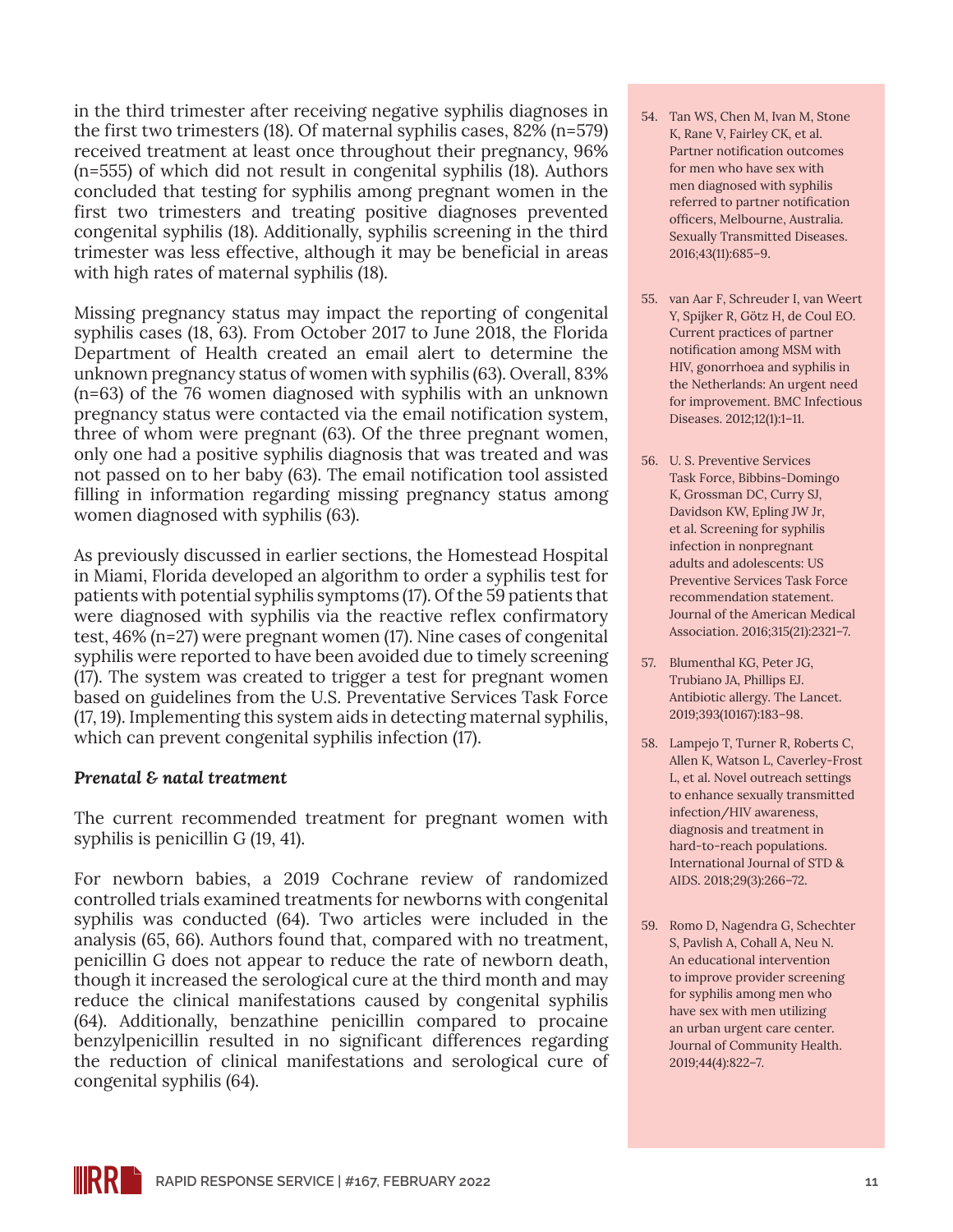in the third trimester after receiving negative syphilis diagnoses in the first two trimesters (18). Of maternal syphilis cases, 82% (n=579) received treatment at least once throughout their pregnancy, 96% (n=555) of which did not result in congenital syphilis (18). Authors concluded that testing for syphilis among pregnant women in the first two trimesters and treating positive diagnoses prevented congenital syphilis (18). Additionally, syphilis screening in the third trimester was less effective, although it may be beneficial in areas with high rates of maternal syphilis (18).

Missing pregnancy status may impact the reporting of congenital syphilis cases (18, 63). From October 2017 to June 2018, the Florida Department of Health created an email alert to determine the unknown pregnancy status of women with syphilis (63). Overall, 83% (n=63) of the 76 women diagnosed with syphilis with an unknown pregnancy status were contacted via the email notification system, three of whom were pregnant (63). Of the three pregnant women, only one had a positive syphilis diagnosis that was treated and was not passed on to her baby (63). The email notification tool assisted filling in information regarding missing pregnancy status among women diagnosed with syphilis (63).

As previously discussed in earlier sections, the Homestead Hospital in Miami, Florida developed an algorithm to order a syphilis test for patients with potential syphilis symptoms (17). Of the 59 patients that were diagnosed with syphilis via the reactive reflex confirmatory test, 46% (n=27) were pregnant women (17). Nine cases of congenital syphilis were reported to have been avoided due to timely screening (17). The system was created to trigger a test for pregnant women based on guidelines from the U.S. Preventative Services Task Force (17, 19). Implementing this system aids in detecting maternal syphilis, which can prevent congenital syphilis infection (17).

### *Prenatal & natal treatment*

The current recommended treatment for pregnant women with syphilis is penicillin G (19, 41).

For newborn babies, a 2019 Cochrane review of randomized controlled trials examined treatments for newborns with congenital syphilis was conducted (64). Two articles were included in the analysis (65, 66). Authors found that, compared with no treatment, penicillin G does not appear to reduce the rate of newborn death, though it increased the serological cure at the third month and may reduce the clinical manifestations caused by congenital syphilis (64). Additionally, benzathine penicillin compared to procaine benzylpenicillin resulted in no significant differences regarding the reduction of clinical manifestations and serological cure of congenital syphilis (64).

54. Tan WS, Chen M, Ivan M, Stone K, Rane V, Fairley CK, et al. Partner notification outcomes for men who have sex with men diagnosed with syphilis referred to partner notification officers, Melbourne, Australia. Sexually Transmitted Diseases. 2016;43(11):685–9.
55. van Aar F, Schreuder I, van Weert Y, Spijker R, Götz H, de Coul EO. Current practices of partner notification among MSM with HIV, gonorrhoea and syphilis in the Netherlands: An urgent need for improvement. BMC Infectious Diseases. 2012;12(1):1–11.
56. U. S. Preventive Services Task Force, Bibbins-Domingo K, Grossman DC, Curry SJ, Davidson KW, Epling JW Jr, et al. Screening for syphilis infection in nonpregnant adults and adolescents: US Preventive Services Task Force recommendation statement. Journal of the American Medical Association. 2016;315(21):2321–7.
57. Blumenthal KG, Peter JG, Trubiano JA, Phillips EJ. Antibiotic allergy. The Lancet. 2019;393(10167):183–98.
58. Lampejo T, Turner R, Roberts C, Allen K, Watson L, Caverley-Frost L, et al. Novel outreach settings to enhance sexually transmitted infection/HIV awareness, diagnosis and treatment in hard-to-reach populations. International Journal of STD & AIDS. 2018;29(3):266–72.
59. Romo D, Nagendra G, Schechter S, Pavlish A, Cohall A, Neu N. An educational intervention to improve provider screening for syphilis among men who have sex with men utilizing an urban urgent care center. Journal of Community Health. 2019;44(4):822–7.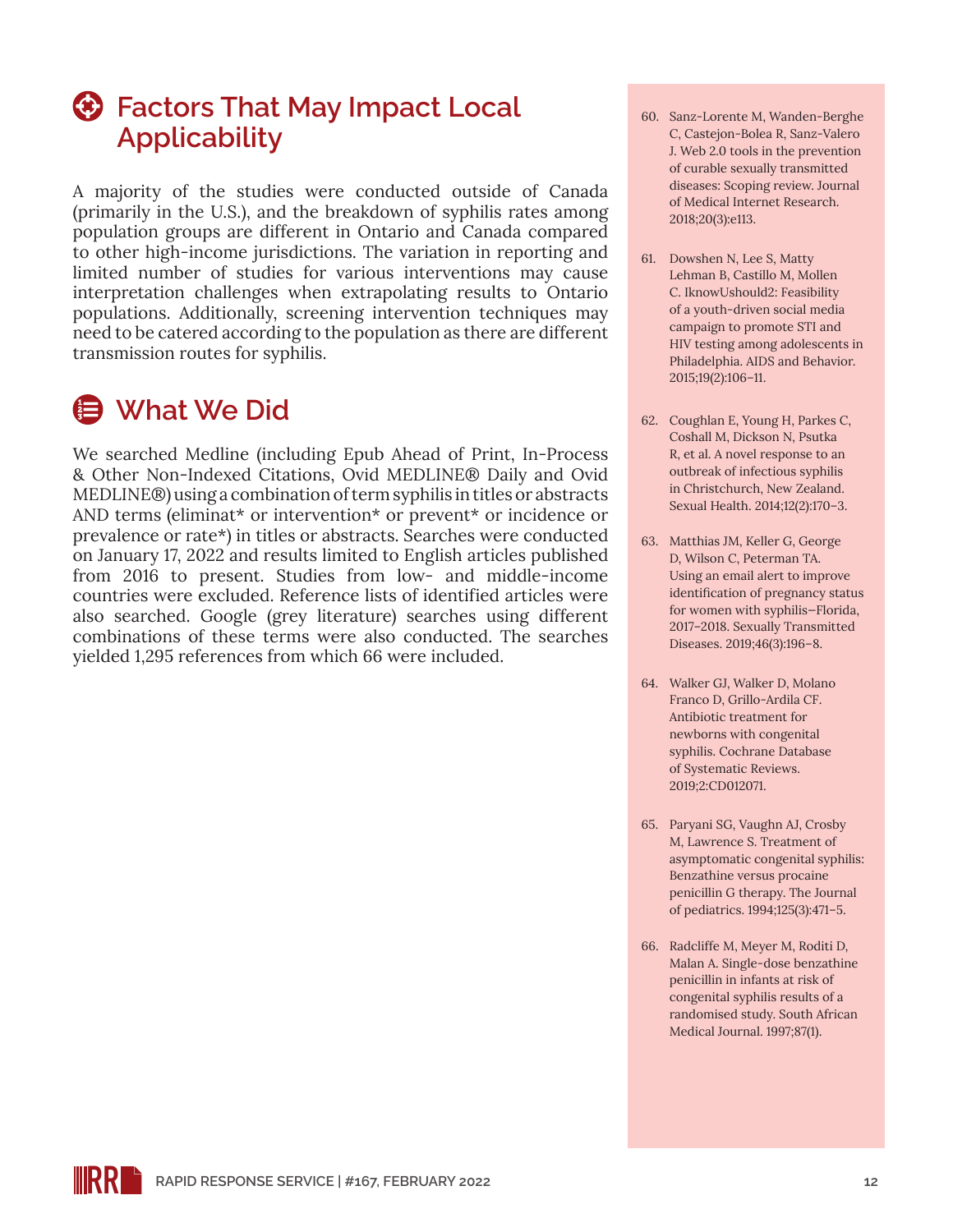## Factors That May Impact Local Applicability

A majority of the studies were conducted outside of Canada (primarily in the U.S.), and the breakdown of syphilis rates among population groups are different in Ontario and Canada compared to other high-income jurisdictions. The variation in reporting and limited number of studies for various interventions may cause interpretation challenges when extrapolating results to Ontario populations. Additionally, screening intervention techniques may need to be catered according to the population as there are different transmission routes for syphilis.

## What We Did

We searched Medline (including Epub Ahead of Print, In-Process & Other Non-Indexed Citations, Ovid MEDLINE® Daily and Ovid MEDLINE®) using a combination of term syphilis in titles or abstracts AND terms (eliminat* or intervention* or prevent* or incidence or prevalence or rate*) in titles or abstracts. Searches were conducted on January 17, 2022 and results limited to English articles published from 2016 to present. Studies from low- and middle-income countries were excluded. Reference lists of identified articles were also searched. Google (grey literature) searches using different combinations of these terms were also conducted. The searches yielded 1,295 references from which 66 were included.

60. Sanz-Lorente M, Wanden-Berghe C, Castejon-Bolea R, Sanz-Valero J. Web 2.0 tools in the prevention of curable sexually transmitted diseases: Scoping review. Journal of Medical Internet Research. 2018;20(3):e113.

61. Dowshen N, Lee S, Matty Lehman B, Castillo M, Mollen C. IknowUshould2: Feasibility of a youth-driven social media campaign to promote STI and HIV testing among adolescents in Philadelphia. AIDS and Behavior. 2015;19(2):106–11.

62. Coughlan E, Young H, Parkes C, Coshall M, Dickson N, Psutka R, et al. A novel response to an outbreak of infectious syphilis in Christchurch, New Zealand. Sexual Health. 2014;12(2):170–3.

63. Matthias JM, Keller G, George D, Wilson C, Peterman TA. Using an email alert to improve identification of pregnancy status for women with syphilis—Florida, 2017–2018. Sexually Transmitted Diseases. 2019;46(3):196–8.

64. Walker GJ, Walker D, Molano Franco D, Grillo-Ardila CF. Antibiotic treatment for newborns with congenital syphilis. Cochrane Database of Systematic Reviews. 2019;2:CD012071.

65. Paryani SG, Vaughn AJ, Crosby M, Lawrence S. Treatment of asymptomatic congenital syphilis: Benzathine versus procaine penicillin G therapy. The Journal of pediatrics. 1994;125(3):471–5.

66. Radcliffe M, Meyer M, Roditi D, Malan A. Single-dose benzathine penicillin in infants at risk of congenital syphilis results of a randomised study. South African Medical Journal. 1997;87(1).